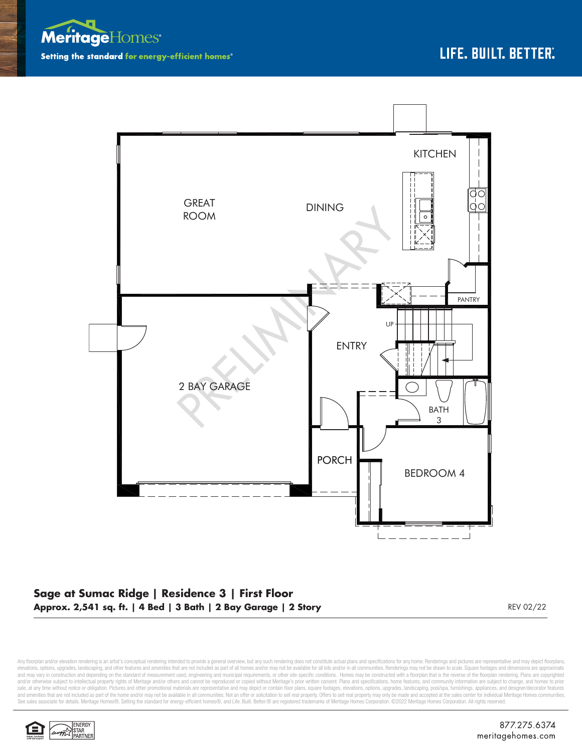Meritage Homes

Setting the standard for energy-efficient homes®

LIFE. BUILT. BETTER.®

KITCHEN

GREAT ROOM

DINING

PANTRY

UP

ENTRY

2 BAY GARAGE

BATH 3

PORCH

BEDROOM 4

PRELIMINARY

## Sage at Sumac Ridge | Residence 3 | First Floor

**Approx. 2,541 sq. ft. | 4 Bed | 3 Bath | 2 Bay Garage | 2 Story**

REV 02/22

Any floorplan and/or elevation rendering is an artist's conceptual rendering intended to provide a general overview, but any such rendering does not constitute actual plans and specifications for any home. Renderings and pictures are representative and may depict floorplans, elevations, options, upgrades, landscaping, and other features and amenities that are not included as part of all homes and/or may not be available for all lots and/or in all communities. Renderings may not be drawn to scale. Square footages and dimensions are approximate and may vary in construction and depending on the standard of measurement used, engineering and municipal requirements, or other site-specific conditions. Homes may be constructed with a floorplan that is the reverse of the floorplan rendering. Plans are copyrighted and/or otherwise subject to intellectual property rights of Meritage and/or others and cannot be reproduced or copied without Meritage's prior written consent. Plans and specifications, home features, and community information are subject to change, and homes to prior sale, at any time without notice or obligation. Pictures and other promotional materials are representative and may depict or contain floor plans, square footages, elevations, options, upgrades, landscaping, pool/spa, furnishings, appliances, and designer/decorator features and amenities that are not included as part of the home and/or may not be available in all communities. Not an offer or solicitation to sell real property. Offers to sell real property may only be made and accepted at the sales center for individual Meritage Homes communities. See sales associate for details. Meritage Homes®, Setting the standard for energy-efficient homes®, and Life. Built. Better.® are registered trademarks of Meritage Homes Corporation. ©2022 Meritage Homes Corporation. All rights reserved.

ENERGY STAR PARTNER

877.275.6374
meritagehomes.com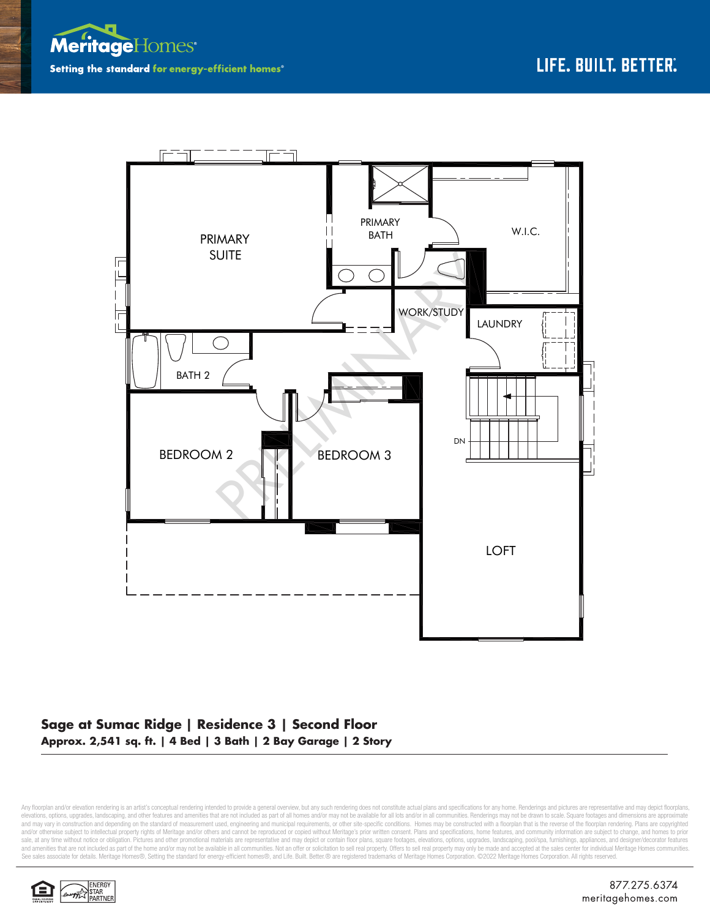MeritageHomes®

Setting the standard for energy-efficient homes®

LIFE. BUILT. BETTER.®

PRIMARY SUITE

PRIMARY BATH

W.I.C.

WORK/STUDY

LAUNDRY

BATH 2

DN

BEDROOM 2

BEDROOM 3

LOFT

PRELIMINARY

**Sage at Sumac Ridge | Residence 3 | Second Floor**

**Approx. 2,541 sq. ft. | 4 Bed | 3 Bath | 2 Bay Garage | 2 Story**

Any floorplan and/or elevation rendering is an artist's conceptual rendering intended to provide a general overview, but any such rendering does not constitute actual plans and specifications for any home. Renderings and pictures are representative and may depict floorplans, elevations, options, upgrades, landscaping, and other features and amenities that are not included as part of all homes and/or may not be available for all lots and/or in all communities. Renderings may not be drawn to scale. Square footages and dimensions are approximate and may vary in construction and depending on the standard of measurement used, engineering and municipal requirements, or other site-specific conditions. Homes may be constructed with a floorplan that is the reverse of the floorplan rendering. Plans are copyrighted and/or otherwise subject to intellectual property rights of Meritage and/or others and cannot be reproduced or copied without Meritage's prior written consent. Plans and specifications, home features, and community information are subject to change, and homes to prior sale, at any time without notice or obligation. Pictures and other promotional materials are representative and may depict or contain floor plans, square footages, elevations, options, upgrades, landscaping, pool/spa, furnishings, appliances, and designer/decorator features and amenities that are not included as part of the home and/or may not be available in all communities. Not an offer or solicitation to sell real property. Offers to sell real property may only be made and accepted at the sales center for individual Meritage Homes communities. See sales associate for details. Meritage Homes®, Setting the standard for energy-efficient homes®, and Life. Built. Better.® are registered trademarks of Meritage Homes Corporation. ©2022 Meritage Homes Corporation. All rights reserved.

ENERGY STAR PARTNER

877.275.6374
meritagehomes.com